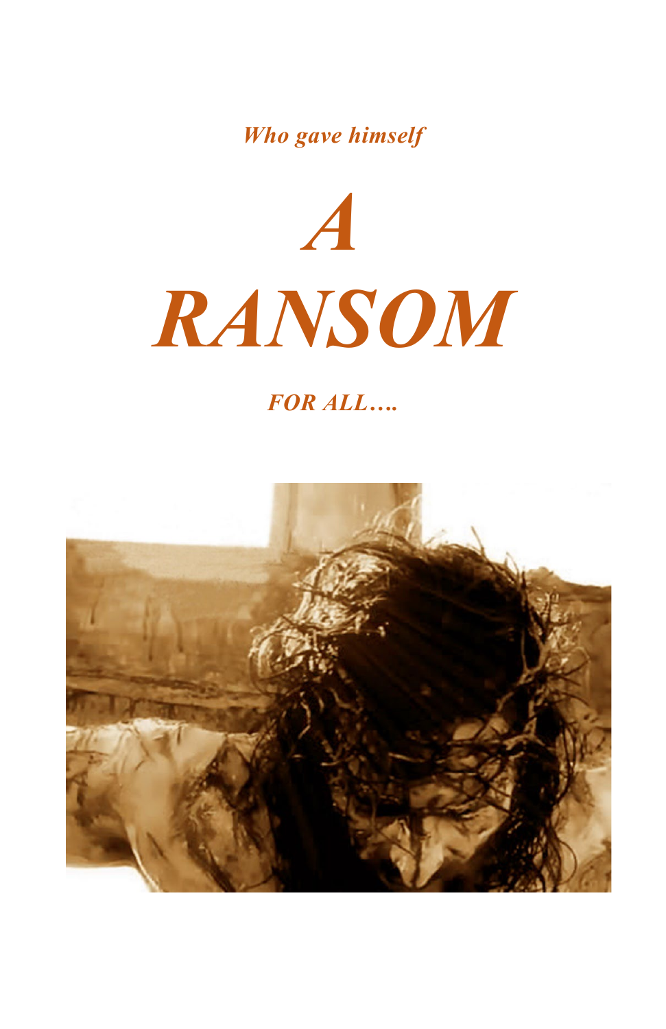*Who gave himself*

# *A RANSOM*

***FOR ALL….***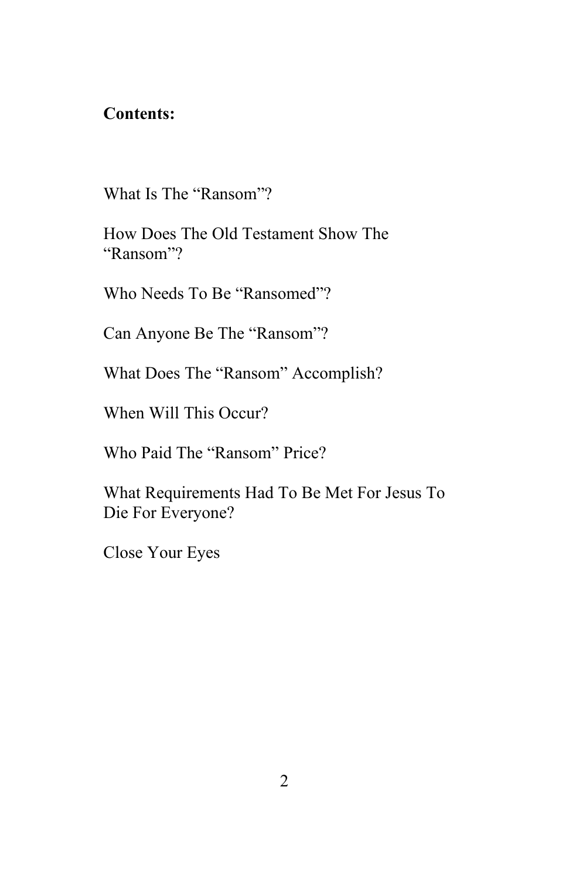**Contents:**

What Is The “Ransom”?

How Does The Old Testament Show The “Ransom”?

Who Needs To Be “Ransomed”?

Can Anyone Be The “Ransom”?

What Does The “Ransom” Accomplish?

When Will This Occur?

Who Paid The “Ransom” Price?

What Requirements Had To Be Met For Jesus To Die For Everyone?

Close Your Eyes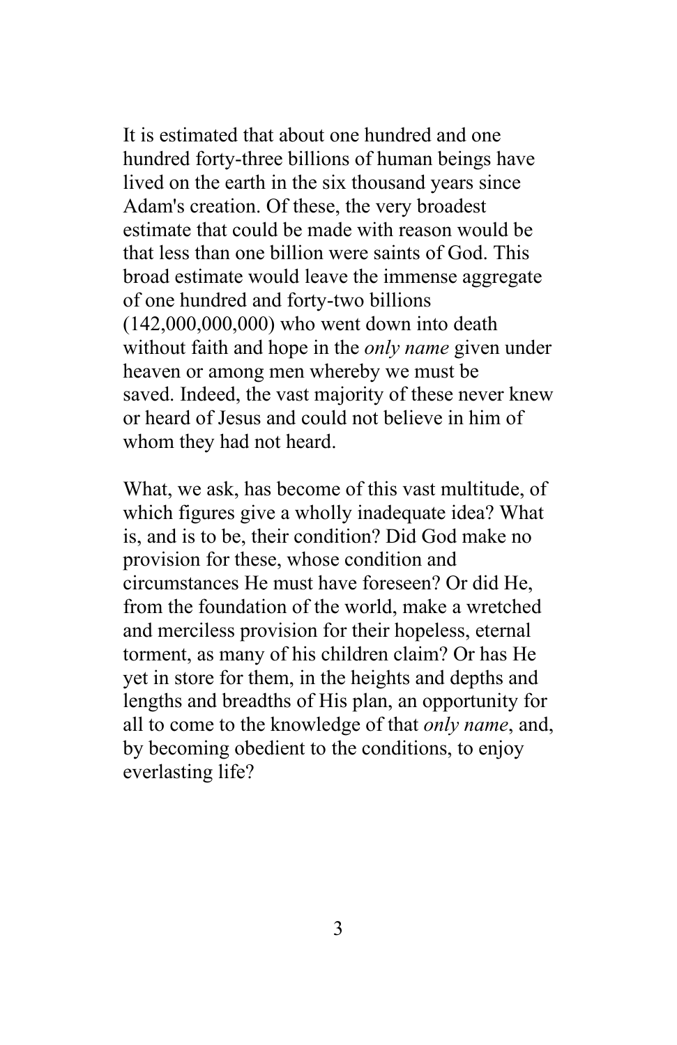It is estimated that about one hundred and one hundred forty-three billions of human beings have lived on the earth in the six thousand years since Adam's creation. Of these, the very broadest estimate that could be made with reason would be that less than one billion were saints of God. This broad estimate would leave the immense aggregate of one hundred and forty-two billions (142,000,000,000) who went down into death without faith and hope in the *only name* given under heaven or among men whereby we must be saved. Indeed, the vast majority of these never knew or heard of Jesus and could not believe in him of whom they had not heard.

What, we ask, has become of this vast multitude, of which figures give a wholly inadequate idea? What is, and is to be, their condition? Did God make no provision for these, whose condition and circumstances He must have foreseen? Or did He, from the foundation of the world, make a wretched and merciless provision for their hopeless, eternal torment, as many of his children claim? Or has He yet in store for them, in the heights and depths and lengths and breadths of His plan, an opportunity for all to come to the knowledge of that *only name*, and, by becoming obedient to the conditions, to enjoy everlasting life?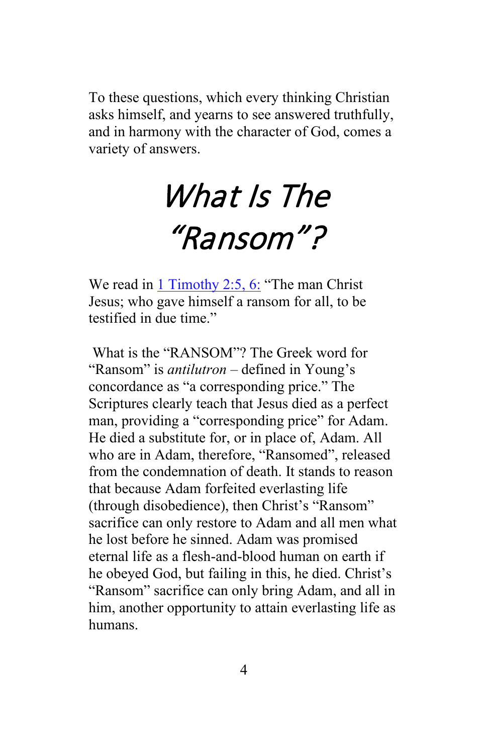To these questions, which every thinking Christian asks himself, and yearns to see answered truthfully, and in harmony with the character of God, comes a variety of answers.

# *What Is The "Ransom"?*

We read in 1 Timothy 2:5, 6: "The man Christ Jesus; who gave himself a ransom for all, to be testified in due time."

What is the "RANSOM"? The Greek word for "Ransom" is *antilutron* – defined in Young's concordance as "a corresponding price." The Scriptures clearly teach that Jesus died as a perfect man, providing a "corresponding price" for Adam. He died a substitute for, or in place of, Adam. All who are in Adam, therefore, "Ransomed", released from the condemnation of death. It stands to reason that because Adam forfeited everlasting life (through disobedience), then Christ's "Ransom" sacrifice can only restore to Adam and all men what he lost before he sinned. Adam was promised eternal life as a flesh-and-blood human on earth if he obeyed God, but failing in this, he died. Christ's "Ransom" sacrifice can only bring Adam, and all in him, another opportunity to attain everlasting life as humans.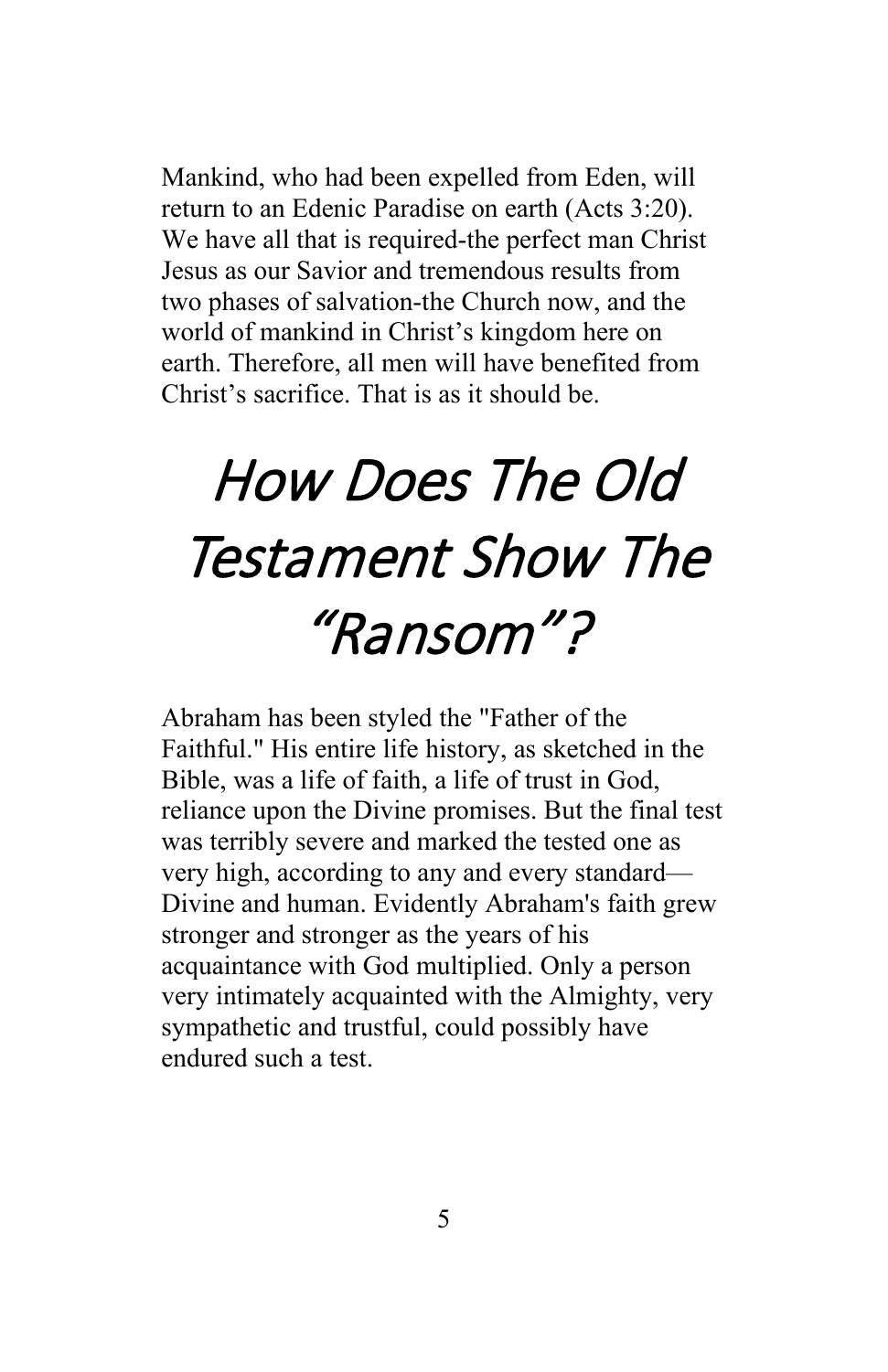Mankind, who had been expelled from Eden, will return to an Edenic Paradise on earth (Acts 3:20). We have all that is required-the perfect man Christ Jesus as our Savior and tremendous results from two phases of salvation-the Church now, and the world of mankind in Christ's kingdom here on earth. Therefore, all men will have benefited from Christ's sacrifice. That is as it should be.

# *How Does The Old Testament Show The "Ransom"?*

Abraham has been styled the "Father of the Faithful." His entire life history, as sketched in the Bible, was a life of faith, a life of trust in God, reliance upon the Divine promises. But the final test was terribly severe and marked the tested one as very high, according to any and every standard—Divine and human. Evidently Abraham's faith grew stronger and stronger as the years of his acquaintance with God multiplied. Only a person very intimately acquainted with the Almighty, very sympathetic and trustful, could possibly have endured such a test.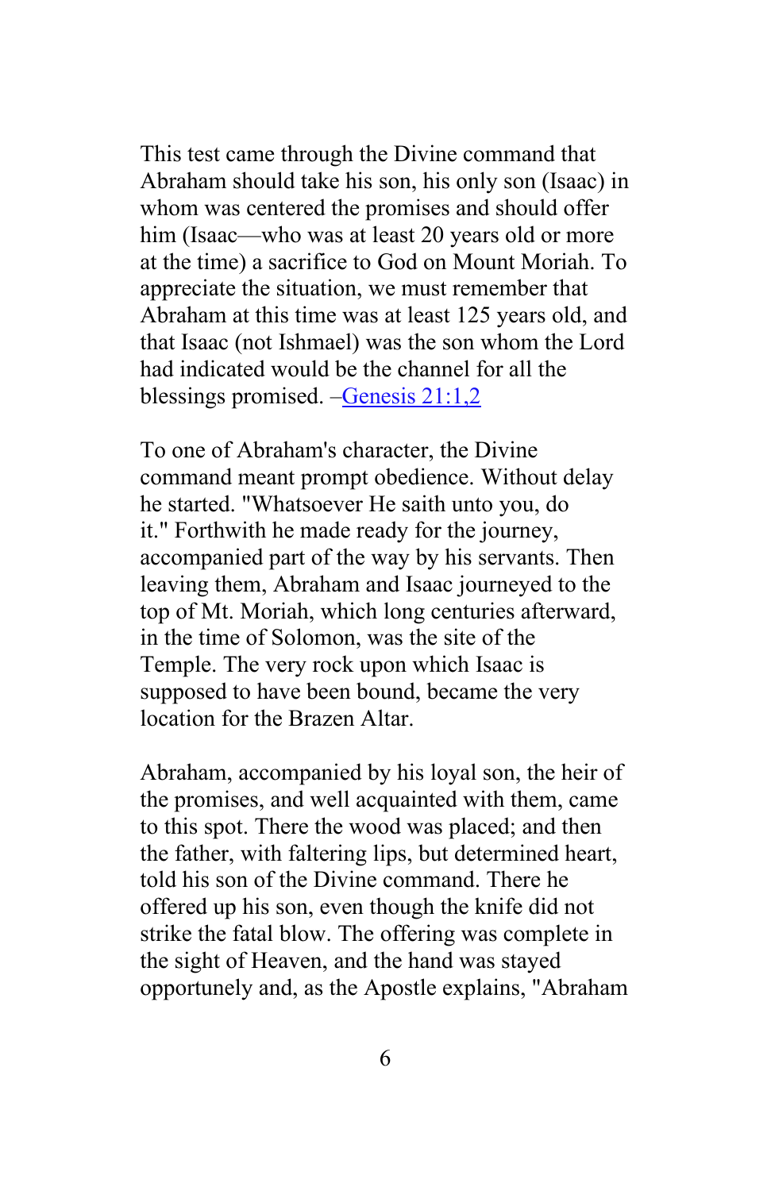This test came through the Divine command that Abraham should take his son, his only son (Isaac) in whom was centered the promises and should offer him (Isaac—who was at least 20 years old or more at the time) a sacrifice to God on Mount Moriah. To appreciate the situation, we must remember that Abraham at this time was at least 125 years old, and that Isaac (not Ishmael) was the son whom the Lord had indicated would be the channel for all the blessings promised. –Genesis 21:1,2

To one of Abraham's character, the Divine command meant prompt obedience. Without delay he started. "Whatsoever He saith unto you, do it." Forthwith he made ready for the journey, accompanied part of the way by his servants. Then leaving them, Abraham and Isaac journeyed to the top of Mt. Moriah, which long centuries afterward, in the time of Solomon, was the site of the Temple. The very rock upon which Isaac is supposed to have been bound, became the very location for the Brazen Altar.

Abraham, accompanied by his loyal son, the heir of the promises, and well acquainted with them, came to this spot. There the wood was placed; and then the father, with faltering lips, but determined heart, told his son of the Divine command. There he offered up his son, even though the knife did not strike the fatal blow. The offering was complete in the sight of Heaven, and the hand was stayed opportunely and, as the Apostle explains, "Abraham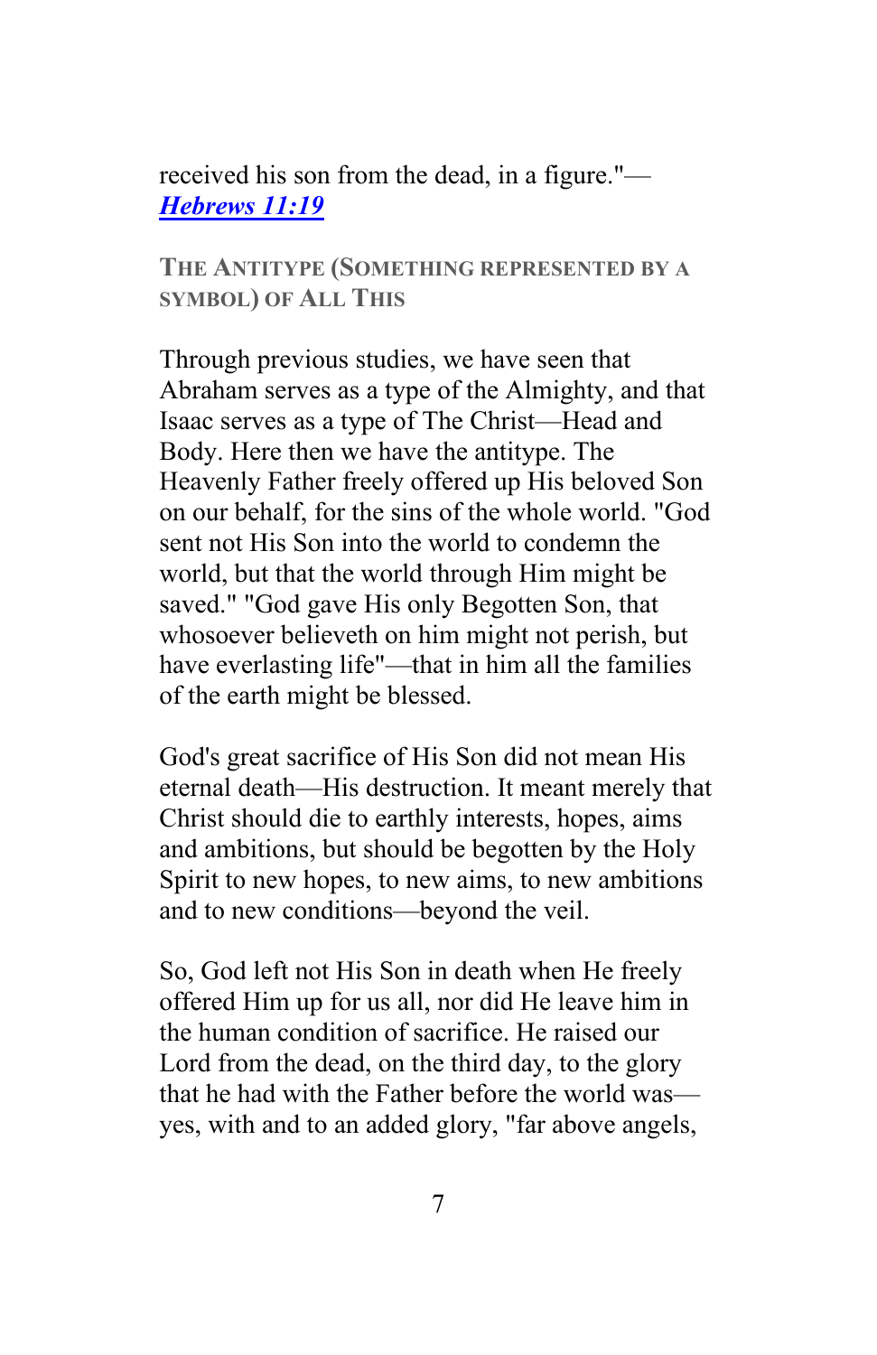received his son from the dead, in a figure."—***Hebrews 11:19***

## THE ANTITYPE (SOMETHING REPRESENTED BY A SYMBOL) OF ALL THIS

Through previous studies, we have seen that Abraham serves as a type of the Almighty, and that Isaac serves as a type of The Christ—Head and Body. Here then we have the antitype. The Heavenly Father freely offered up His beloved Son on our behalf, for the sins of the whole world. "God sent not His Son into the world to condemn the world, but that the world through Him might be saved." "God gave His only Begotten Son, that whosoever believeth on him might not perish, but have everlasting life"—that in him all the families of the earth might be blessed.

God's great sacrifice of His Son did not mean His eternal death—His destruction. It meant merely that Christ should die to earthly interests, hopes, aims and ambitions, but should be begotten by the Holy Spirit to new hopes, to new aims, to new ambitions and to new conditions—beyond the veil.

So, God left not His Son in death when He freely offered Him up for us all, nor did He leave him in the human condition of sacrifice. He raised our Lord from the dead, on the third day, to the glory that he had with the Father before the world was—yes, with and to an added glory, "far above angels,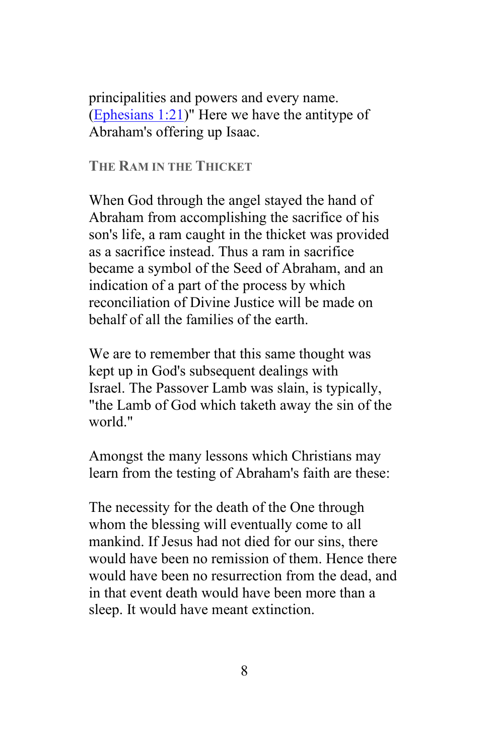principalities and powers and every name. (Ephesians 1:21)" Here we have the antitype of Abraham's offering up Isaac.

### THE RAM IN THE THICKET

When God through the angel stayed the hand of Abraham from accomplishing the sacrifice of his son's life, a ram caught in the thicket was provided as a sacrifice instead. Thus a ram in sacrifice became a symbol of the Seed of Abraham, and an indication of a part of the process by which reconciliation of Divine Justice will be made on behalf of all the families of the earth.

We are to remember that this same thought was kept up in God's subsequent dealings with Israel. The Passover Lamb was slain, is typically, "the Lamb of God which taketh away the sin of the world."

Amongst the many lessons which Christians may learn from the testing of Abraham's faith are these:

The necessity for the death of the One through whom the blessing will eventually come to all mankind. If Jesus had not died for our sins, there would have been no remission of them. Hence there would have been no resurrection from the dead, and in that event death would have been more than a sleep. It would have meant extinction.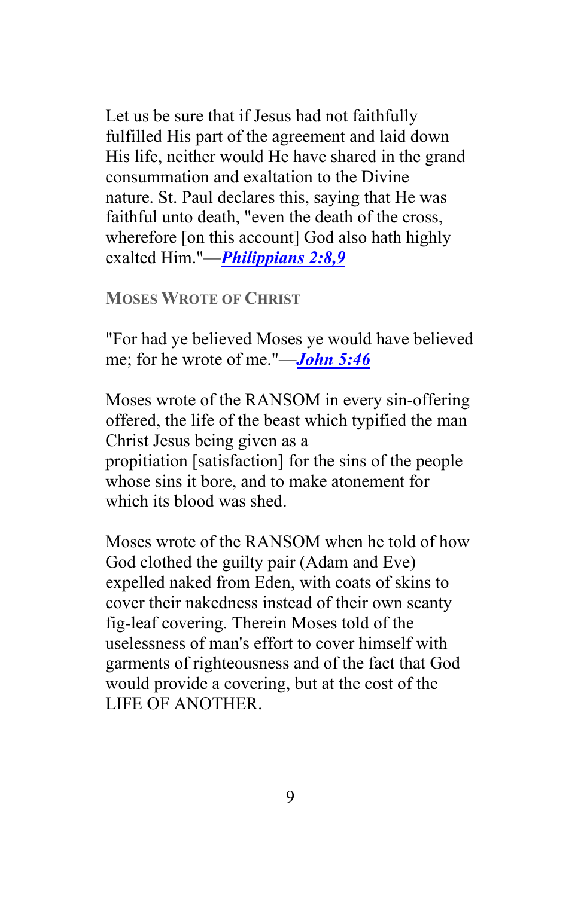Let us be sure that if Jesus had not faithfully fulfilled His part of the agreement and laid down His life, neither would He have shared in the grand consummation and exaltation to the Divine nature. St. Paul declares this, saying that He was faithful unto death, "even the death of the cross, wherefore [on this account] God also hath highly exalted Him."—***Philippians 2:8,9***

## Moses Wrote of Christ

"For had ye believed Moses ye would have believed me; for he wrote of me."—***John 5:46***

Moses wrote of the RANSOM in every sin-offering offered, the life of the beast which typified the man Christ Jesus being given as a propitiation [satisfaction] for the sins of the people whose sins it bore, and to make atonement for which its blood was shed.

Moses wrote of the RANSOM when he told of how God clothed the guilty pair (Adam and Eve) expelled naked from Eden, with coats of skins to cover their nakedness instead of their own scanty fig-leaf covering. Therein Moses told of the uselessness of man's effort to cover himself with garments of righteousness and of the fact that God would provide a covering, but at the cost of the LIFE OF ANOTHER.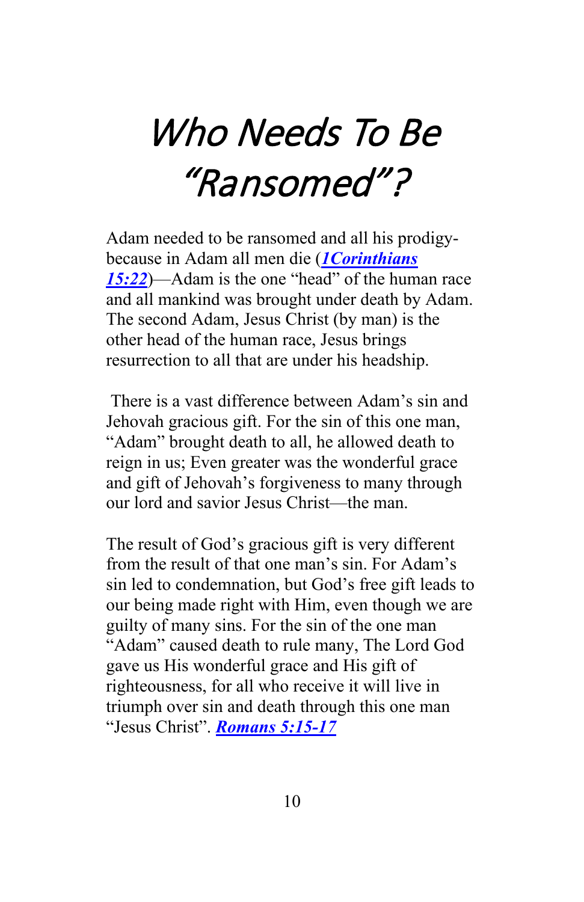# *Who Needs To Be "Ransomed"?*

Adam needed to be ransomed and all his prodigy- because in Adam all men die (***1Corinthians 15:22***)—Adam is the one "head" of the human race and all mankind was brought under death by Adam. The second Adam, Jesus Christ (by man) is the other head of the human race, Jesus brings resurrection to all that are under his headship.

There is a vast difference between Adam's sin and Jehovah gracious gift. For the sin of this one man, "Adam" brought death to all, he allowed death to reign in us; Even greater was the wonderful grace and gift of Jehovah's forgiveness to many through our lord and savior Jesus Christ—the man.

The result of God's gracious gift is very different from the result of that one man's sin. For Adam's sin led to condemnation, but God's free gift leads to our being made right with Him, even though we are guilty of many sins. For the sin of the one man "Adam" caused death to rule many, The Lord God gave us His wonderful grace and His gift of righteousness, for all who receive it will live in triumph over sin and death through this one man "Jesus Christ". ***Romans 5:15-17***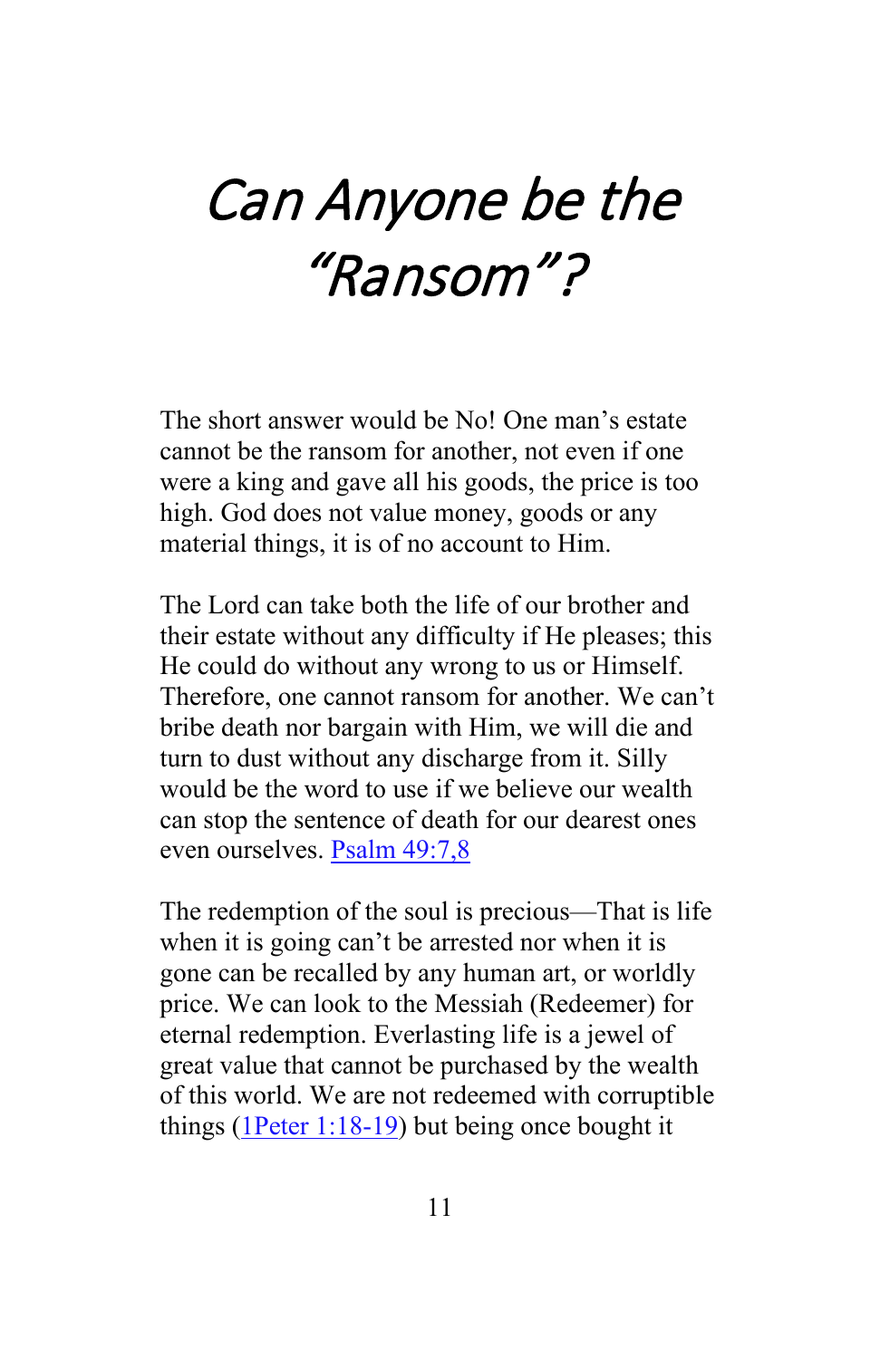# Can Anyone be the "Ransom"?

The short answer would be No! One man's estate cannot be the ransom for another, not even if one were a king and gave all his goods, the price is too high. God does not value money, goods or any material things, it is of no account to Him.

The Lord can take both the life of our brother and their estate without any difficulty if He pleases; this He could do without any wrong to us or Himself. Therefore, one cannot ransom for another. We can't bribe death nor bargain with Him, we will die and turn to dust without any discharge from it. Silly would be the word to use if we believe our wealth can stop the sentence of death for our dearest ones even ourselves. Psalm 49:7,8

The redemption of the soul is precious—That is life when it is going can't be arrested nor when it is gone can be recalled by any human art, or worldly price. We can look to the Messiah (Redeemer) for eternal redemption. Everlasting life is a jewel of great value that cannot be purchased by the wealth of this world. We are not redeemed with corruptible things (1Peter 1:18-19) but being once bought it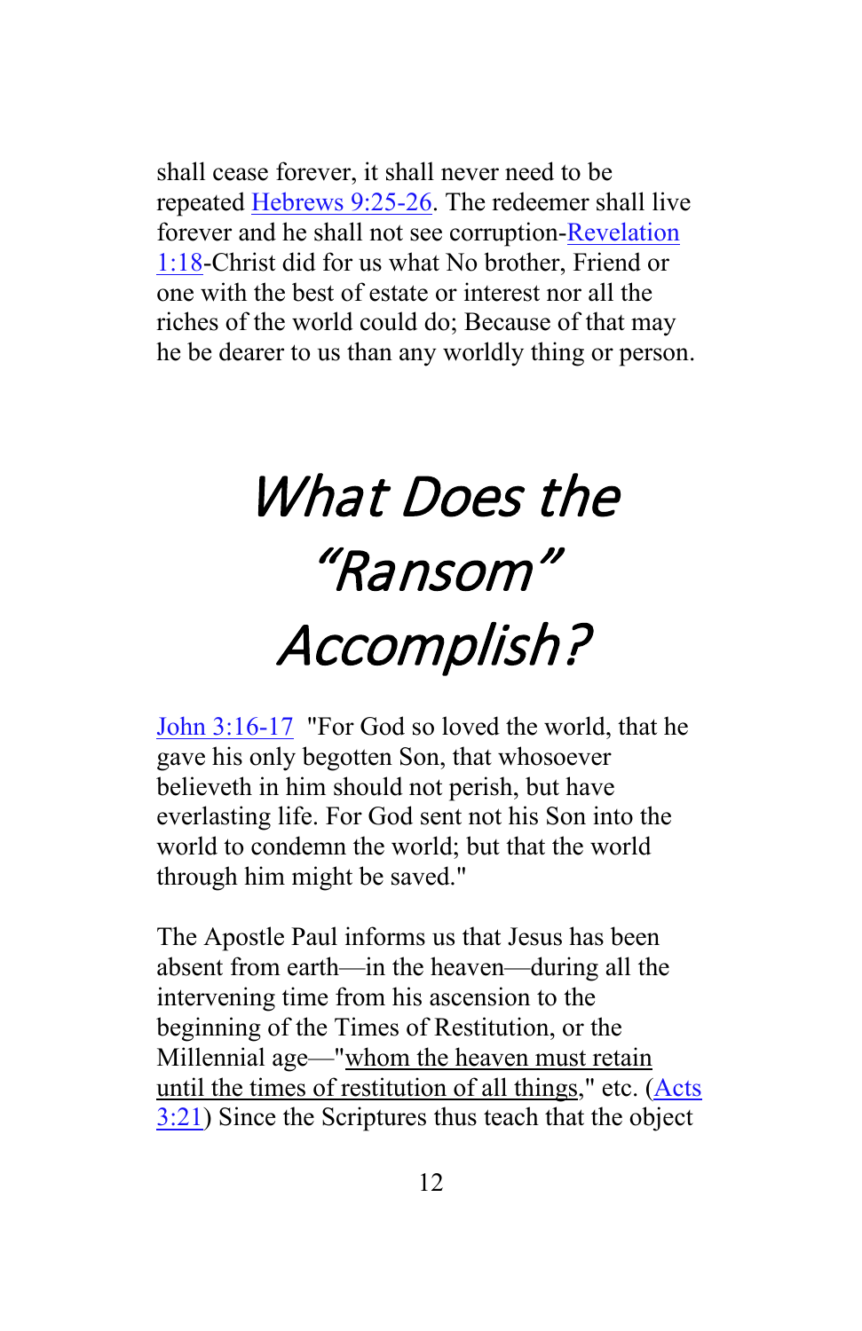shall cease forever, it shall never need to be repeated Hebrews 9:25-26. The redeemer shall live forever and he shall not see corruption-Revelation 1:18-Christ did for us what No brother, Friend or one with the best of estate or interest nor all the riches of the world could do; Because of that may he be dearer to us than any worldly thing or person.

# *What Does the "Ransom" Accomplish?*

John 3:16-17 "For God so loved the world, that he gave his only begotten Son, that whosoever believeth in him should not perish, but have everlasting life. For God sent not his Son into the world to condemn the world; but that the world through him might be saved."

The Apostle Paul informs us that Jesus has been absent from earth—in the heaven—during all the intervening time from his ascension to the beginning of the Times of Restitution, or the Millennial age—"whom the heaven must retain until the times of restitution of all things," etc. (Acts 3:21) Since the Scriptures thus teach that the object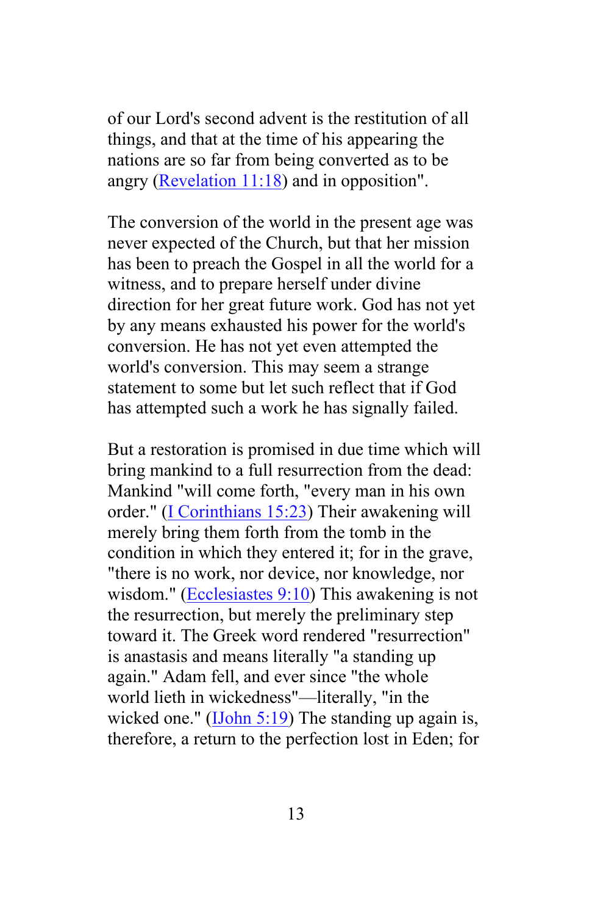of our Lord's second advent is the restitution of all things, and that at the time of his appearing the nations are so far from being converted as to be angry (Revelation 11:18) and in opposition".

The conversion of the world in the present age was never expected of the Church, but that her mission has been to preach the Gospel in all the world for a witness, and to prepare herself under divine direction for her great future work. God has not yet by any means exhausted his power for the world's conversion. He has not yet even attempted the world's conversion. This may seem a strange statement to some but let such reflect that if God has attempted such a work he has signally failed.

But a restoration is promised in due time which will bring mankind to a full resurrection from the dead: Mankind "will come forth, "every man in his own order." (I Corinthians 15:23) Their awakening will merely bring them forth from the tomb in the condition in which they entered it; for in the grave, "there is no work, nor device, nor knowledge, nor wisdom." (Ecclesiastes 9:10) This awakening is not the resurrection, but merely the preliminary step toward it. The Greek word rendered "resurrection" is anastasis and means literally "a standing up again." Adam fell, and ever since "the whole world lieth in wickedness"—literally, "in the wicked one." (IJohn 5:19) The standing up again is, therefore, a return to the perfection lost in Eden; for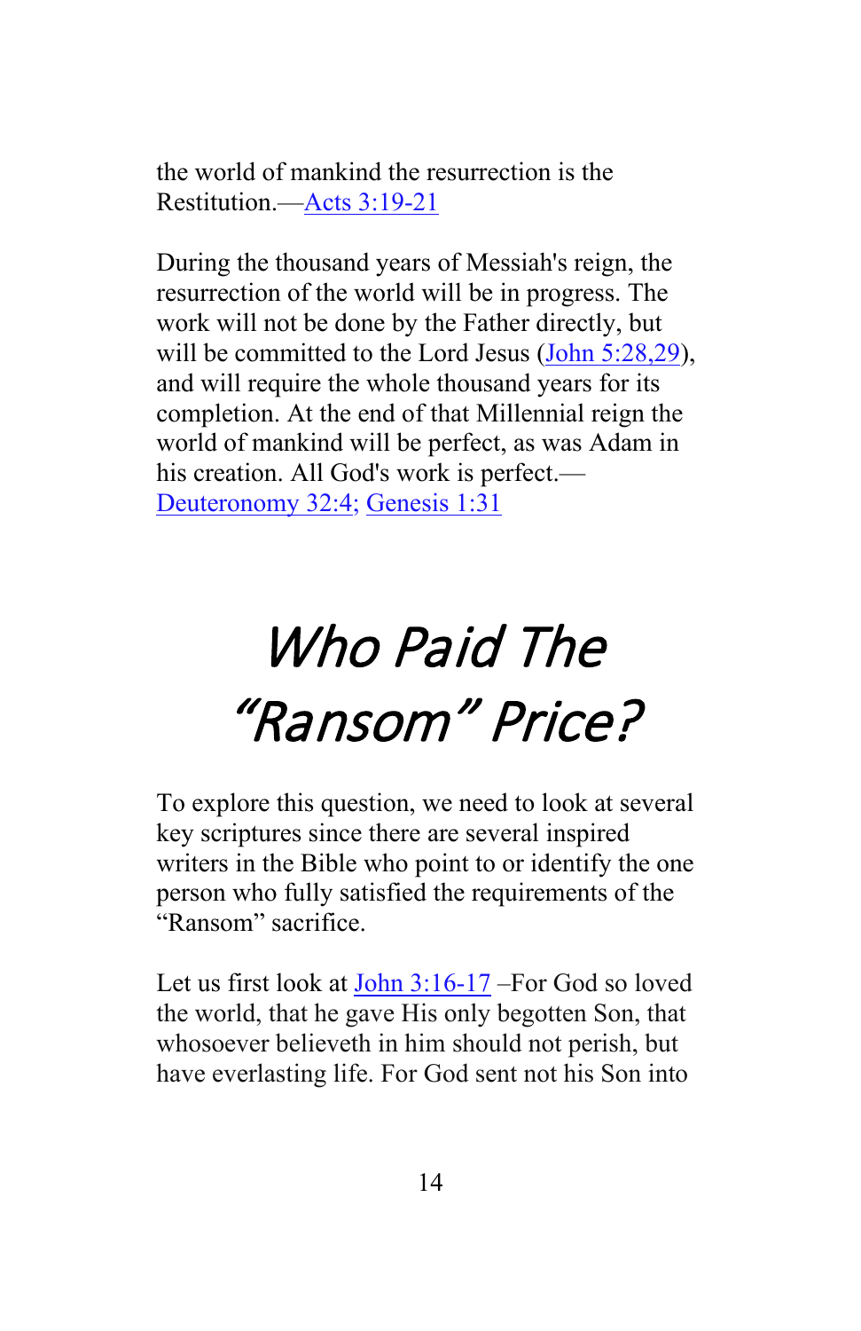the world of mankind the resurrection is the Restitution.—Acts 3:19-21

During the thousand years of Messiah's reign, the resurrection of the world will be in progress. The work will not be done by the Father directly, but will be committed to the Lord Jesus (John 5:28,29), and will require the whole thousand years for its completion. At the end of that Millennial reign the world of mankind will be perfect, as was Adam in his creation. All God's work is perfect.—Deuteronomy 32:4; Genesis 1:31

# *Who Paid The "Ransom" Price?*

To explore this question, we need to look at several key scriptures since there are several inspired writers in the Bible who point to or identify the one person who fully satisfied the requirements of the "Ransom" sacrifice.

Let us first look at John 3:16-17 –For God so loved the world, that he gave His only begotten Son, that whosoever believeth in him should not perish, but have everlasting life. For God sent not his Son into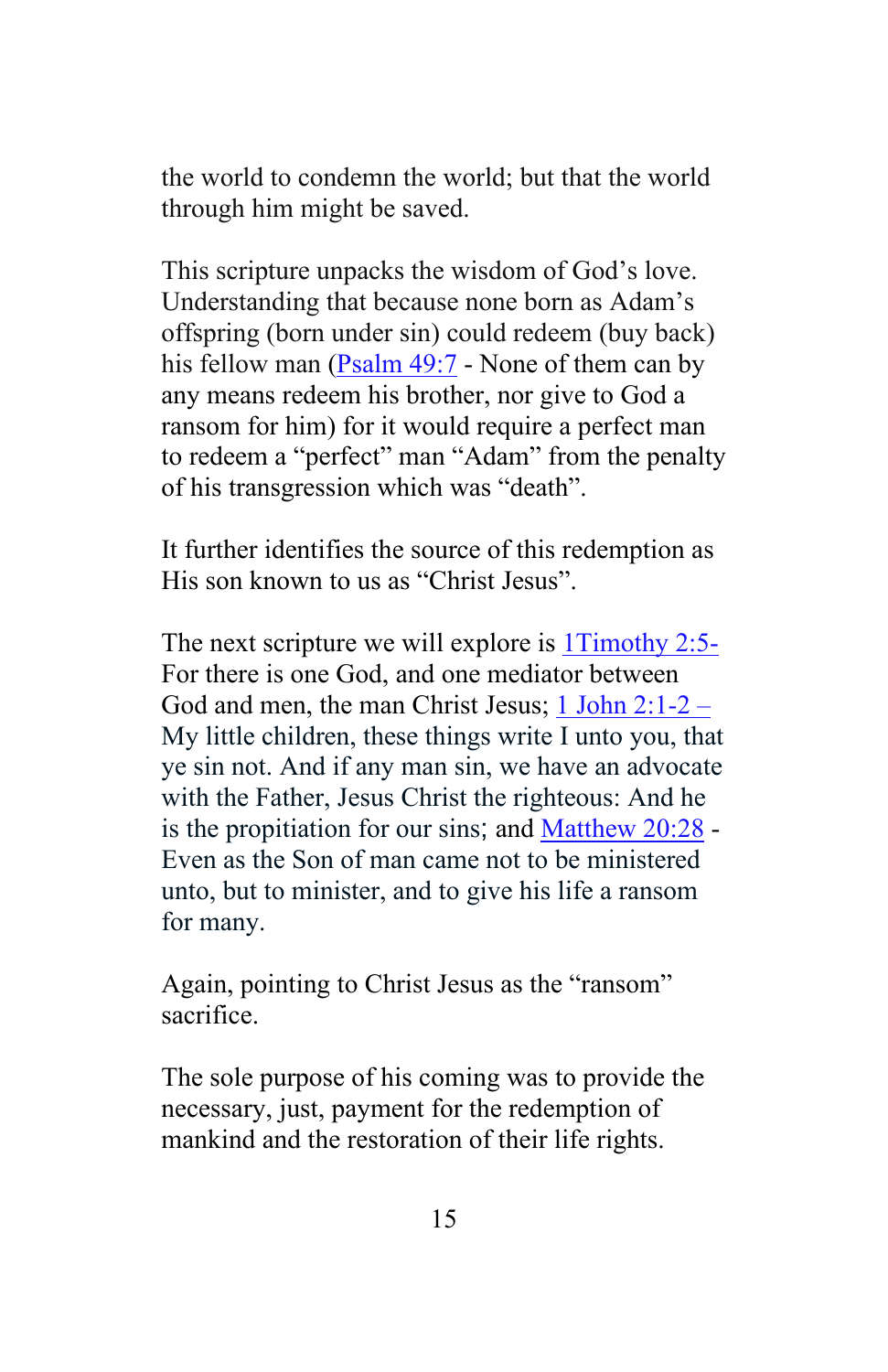the world to condemn the world; but that the world through him might be saved.

This scripture unpacks the wisdom of God's love. Understanding that because none born as Adam's offspring (born under sin) could redeem (buy back) his fellow man (Psalm 49:7 - None of them can by any means redeem his brother, nor give to God a ransom for him) for it would require a perfect man to redeem a "perfect" man "Adam" from the penalty of his transgression which was "death".

It further identifies the source of this redemption as His son known to us as "Christ Jesus".

The next scripture we will explore is 1Timothy 2:5- For there is one God, and one mediator between God and men, the man Christ Jesus; 1 John 2:1-2 – My little children, these things write I unto you, that ye sin not. And if any man sin, we have an advocate with the Father, Jesus Christ the righteous: And he is the propitiation for our sins; and Matthew 20:28 - Even as the Son of man came not to be ministered unto, but to minister, and to give his life a ransom for many.

Again, pointing to Christ Jesus as the "ransom" sacrifice.

The sole purpose of his coming was to provide the necessary, just, payment for the redemption of mankind and the restoration of their life rights.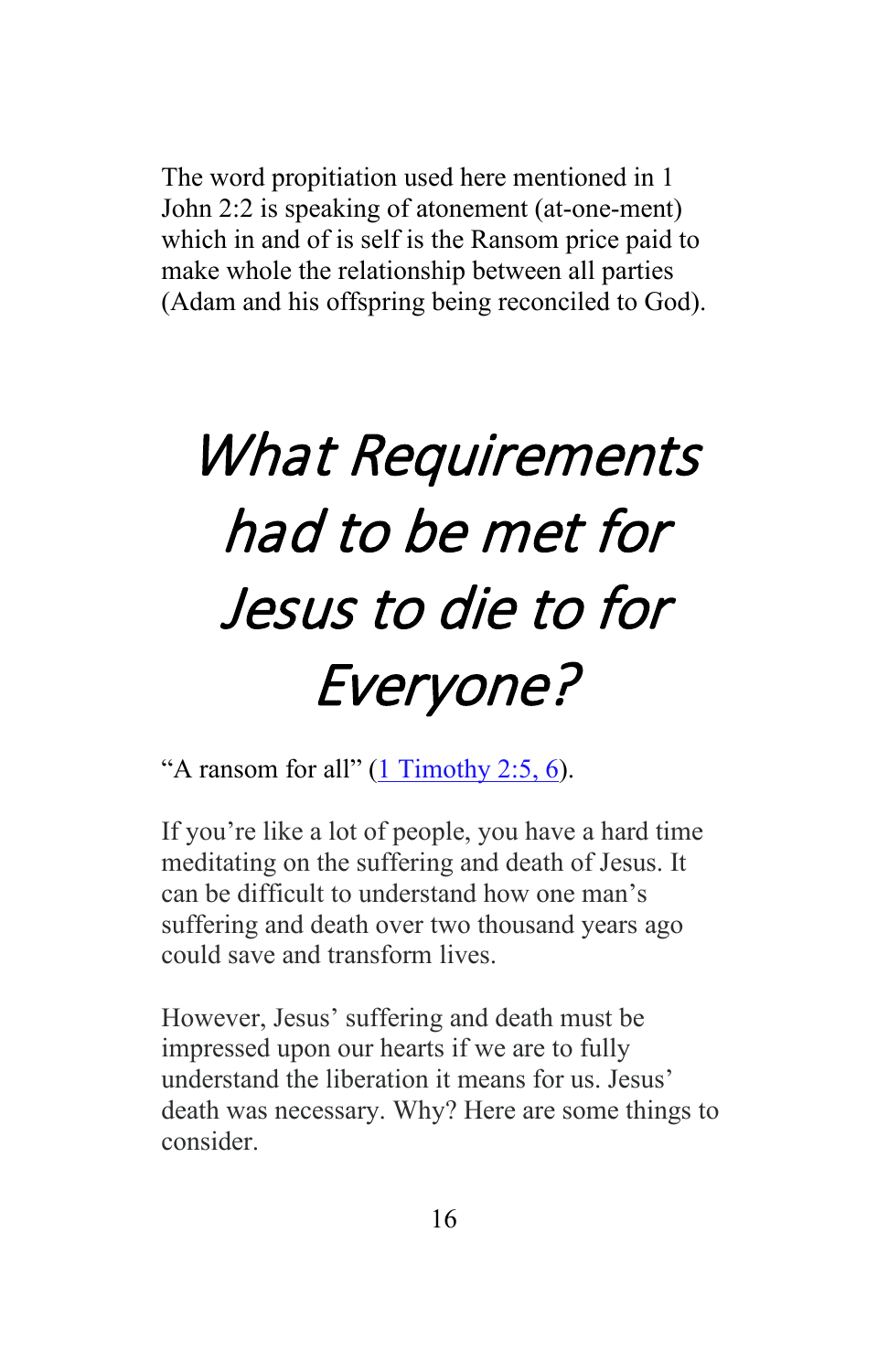The word propitiation used here mentioned in 1 John 2:2 is speaking of atonement (at-one-ment) which in and of is self is the Ransom price paid to make whole the relationship between all parties (Adam and his offspring being reconciled to God).

# *What Requirements had to be met for Jesus to die to for Everyone?*

"A ransom for all" (1 Timothy 2:5, 6).

If you're like a lot of people, you have a hard time meditating on the suffering and death of Jesus. It can be difficult to understand how one man's suffering and death over two thousand years ago could save and transform lives.

However, Jesus' suffering and death must be impressed upon our hearts if we are to fully understand the liberation it means for us. Jesus' death was necessary. Why? Here are some things to consider.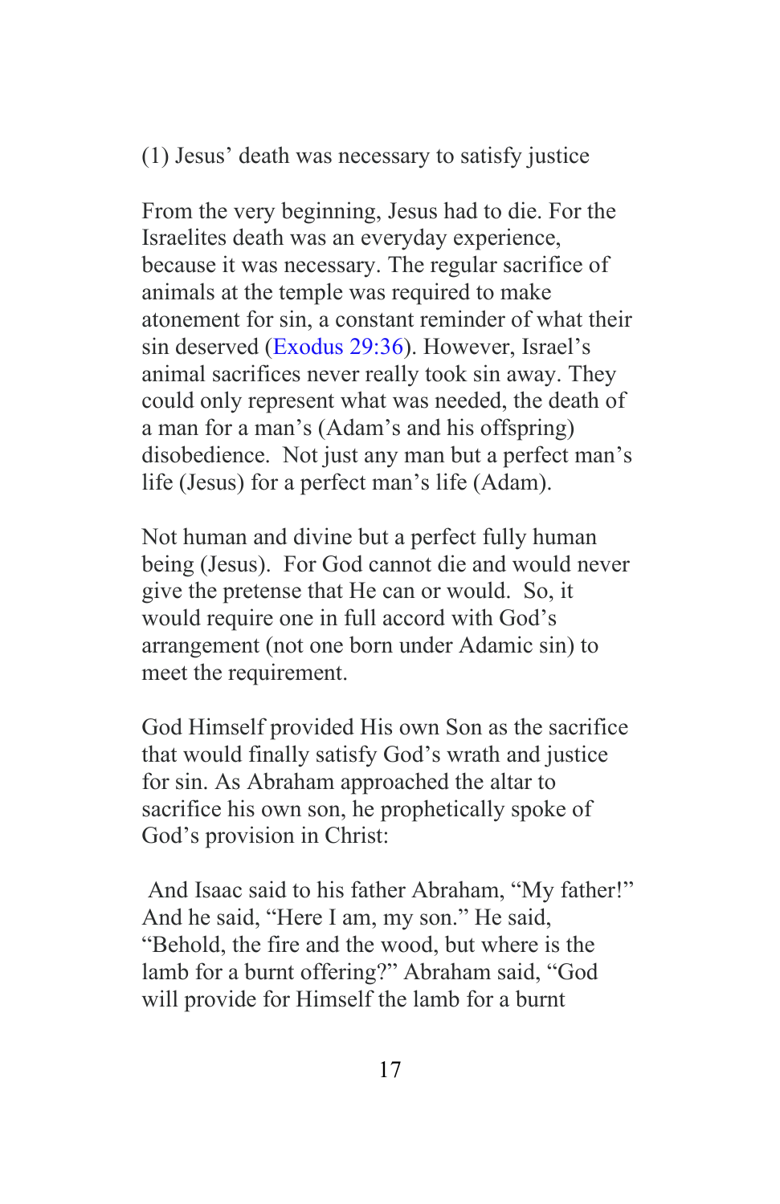(1) Jesus' death was necessary to satisfy justice

From the very beginning, Jesus had to die. For the Israelites death was an everyday experience, because it was necessary. The regular sacrifice of animals at the temple was required to make atonement for sin, a constant reminder of what their sin deserved (Exodus 29:36). However, Israel's animal sacrifices never really took sin away. They could only represent what was needed, the death of a man for a man's (Adam's and his offspring) disobedience. Not just any man but a perfect man's life (Jesus) for a perfect man's life (Adam).

Not human and divine but a perfect fully human being (Jesus). For God cannot die and would never give the pretense that He can or would. So, it would require one in full accord with God's arrangement (not one born under Adamic sin) to meet the requirement.

God Himself provided His own Son as the sacrifice that would finally satisfy God's wrath and justice for sin. As Abraham approached the altar to sacrifice his own son, he prophetically spoke of God's provision in Christ:

And Isaac said to his father Abraham, "My father!" And he said, "Here I am, my son." He said, "Behold, the fire and the wood, but where is the lamb for a burnt offering?" Abraham said, "God will provide for Himself the lamb for a burnt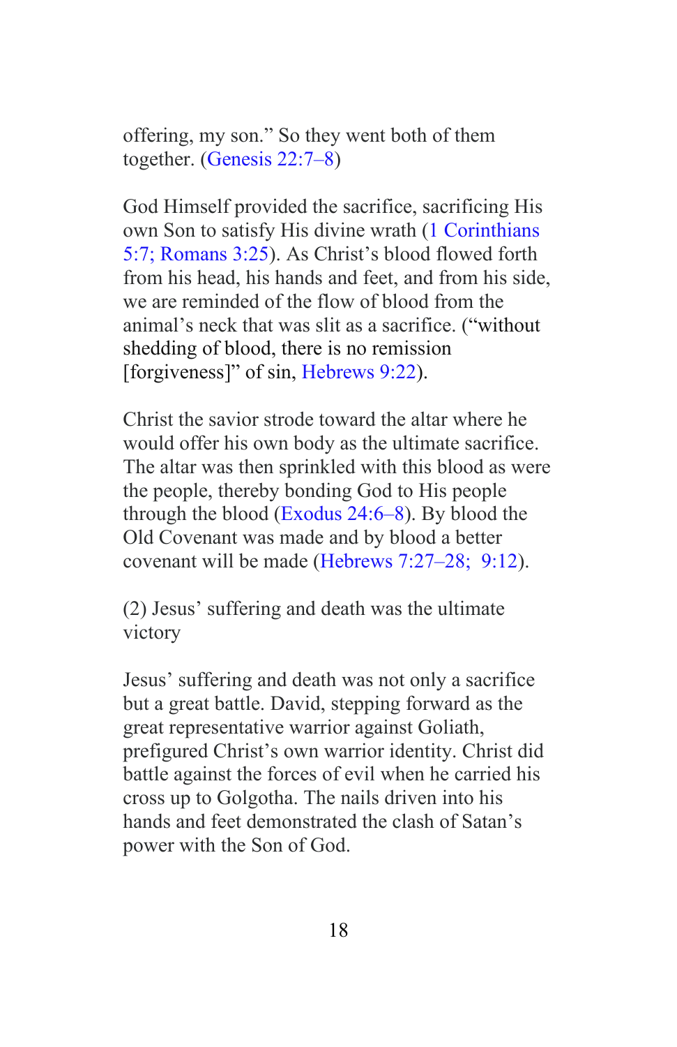offering, my son." So they went both of them together. (Genesis 22:7–8)

God Himself provided the sacrifice, sacrificing His own Son to satisfy His divine wrath (1 Corinthians 5:7; Romans 3:25). As Christ's blood flowed forth from his head, his hands and feet, and from his side, we are reminded of the flow of blood from the animal's neck that was slit as a sacrifice. ("without shedding of blood, there is no remission [forgiveness]" of sin, Hebrews 9:22).

Christ the savior strode toward the altar where he would offer his own body as the ultimate sacrifice. The altar was then sprinkled with this blood as were the people, thereby bonding God to His people through the blood (Exodus 24:6–8). By blood the Old Covenant was made and by blood a better covenant will be made (Hebrews 7:27–28; 9:12).

(2) Jesus' suffering and death was the ultimate victory

Jesus' suffering and death was not only a sacrifice but a great battle. David, stepping forward as the great representative warrior against Goliath, prefigured Christ's own warrior identity. Christ did battle against the forces of evil when he carried his cross up to Golgotha. The nails driven into his hands and feet demonstrated the clash of Satan's power with the Son of God.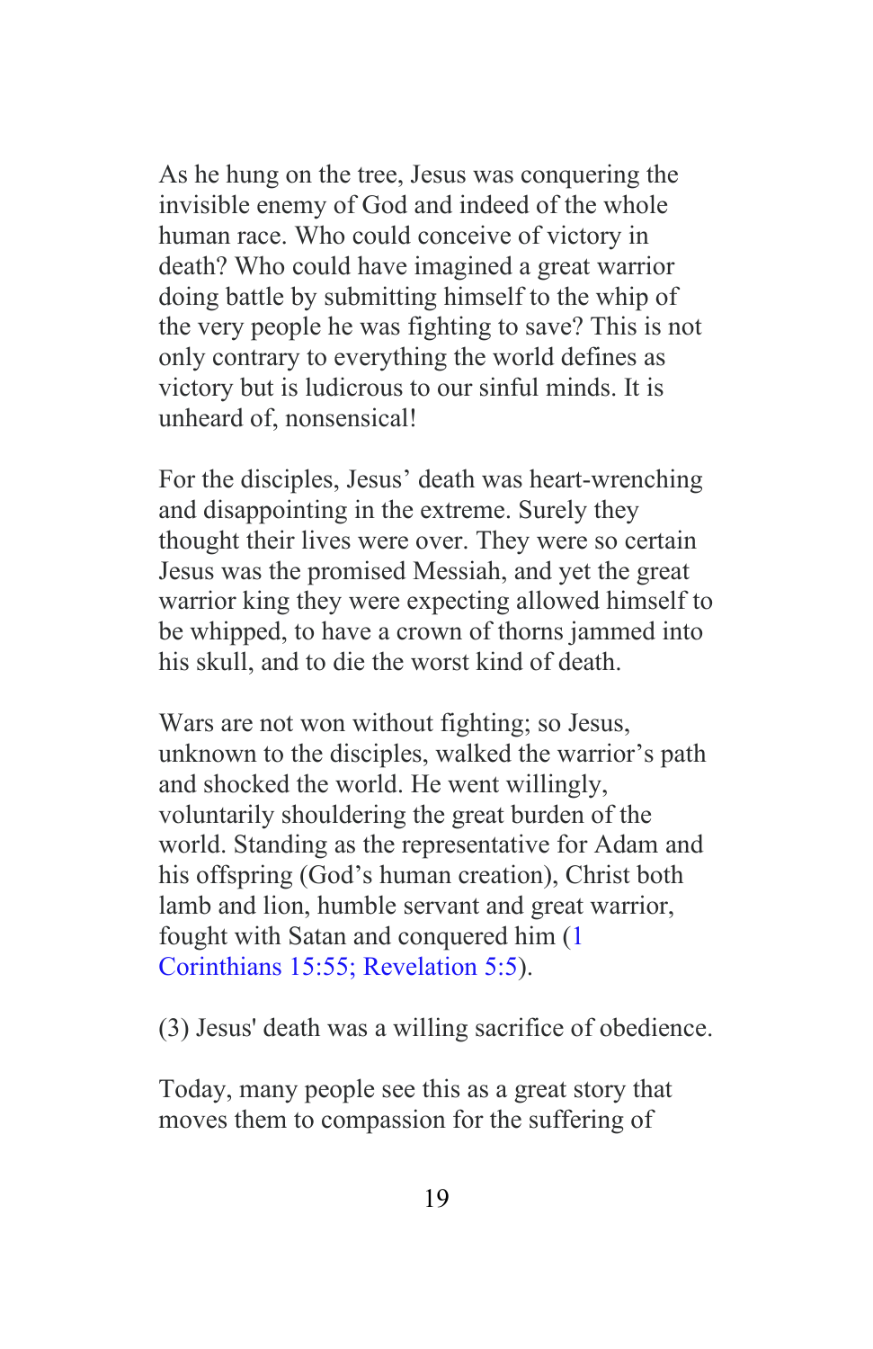As he hung on the tree, Jesus was conquering the invisible enemy of God and indeed of the whole human race. Who could conceive of victory in death? Who could have imagined a great warrior doing battle by submitting himself to the whip of the very people he was fighting to save? This is not only contrary to everything the world defines as victory but is ludicrous to our sinful minds. It is unheard of, nonsensical!

For the disciples, Jesus' death was heart-wrenching and disappointing in the extreme. Surely they thought their lives were over. They were so certain Jesus was the promised Messiah, and yet the great warrior king they were expecting allowed himself to be whipped, to have a crown of thorns jammed into his skull, and to die the worst kind of death.

Wars are not won without fighting; so Jesus, unknown to the disciples, walked the warrior's path and shocked the world. He went willingly, voluntarily shouldering the great burden of the world. Standing as the representative for Adam and his offspring (God's human creation), Christ both lamb and lion, humble servant and great warrior, fought with Satan and conquered him (1 Corinthians 15:55; Revelation 5:5).

(3) Jesus' death was a willing sacrifice of obedience.

Today, many people see this as a great story that moves them to compassion for the suffering of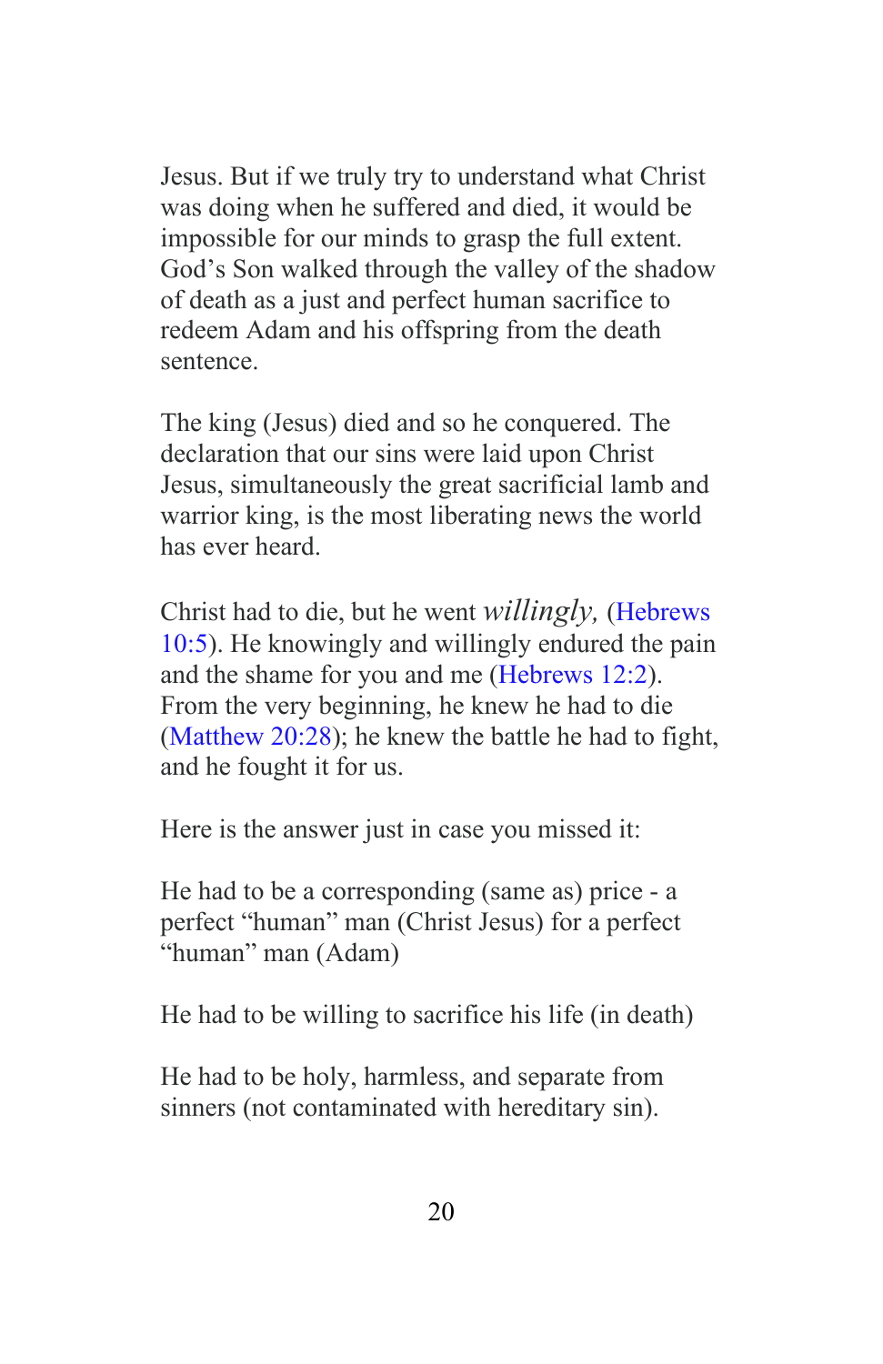Jesus. But if we truly try to understand what Christ was doing when he suffered and died, it would be impossible for our minds to grasp the full extent. God’s Son walked through the valley of the shadow of death as a just and perfect human sacrifice to redeem Adam and his offspring from the death sentence.

The king (Jesus) died and so he conquered. The declaration that our sins were laid upon Christ Jesus, simultaneously the great sacrificial lamb and warrior king, is the most liberating news the world has ever heard.

Christ had to die, but he went *willingly,* (Hebrews 10:5). He knowingly and willingly endured the pain and the shame for you and me (Hebrews 12:2). From the very beginning, he knew he had to die (Matthew 20:28); he knew the battle he had to fight, and he fought it for us.

Here is the answer just in case you missed it:

He had to be a corresponding (same as) price - a perfect “human” man (Christ Jesus) for a perfect “human” man (Adam)

He had to be willing to sacrifice his life (in death)

He had to be holy, harmless, and separate from sinners (not contaminated with hereditary sin).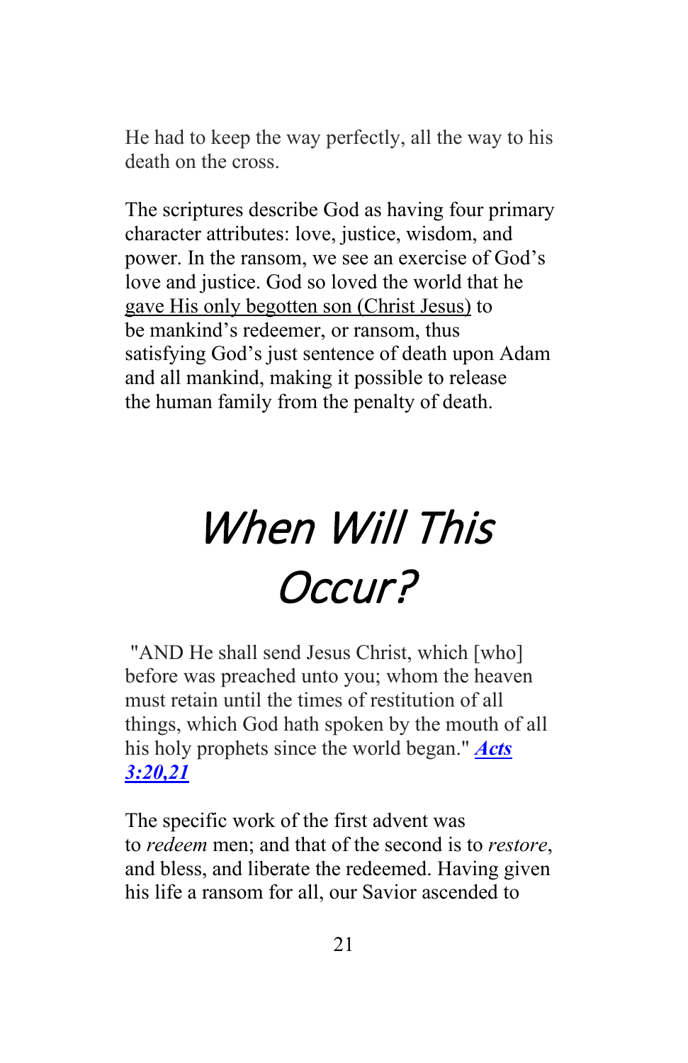He had to keep the way perfectly, all the way to his death on the cross.

The scriptures describe God as having four primary character attributes: love, justice, wisdom, and power. In the ransom, we see an exercise of God's love and justice. God so loved the world that he gave His only begotten son (Christ Jesus) to be mankind's redeemer, or ransom, thus satisfying God's just sentence of death upon Adam and all mankind, making it possible to release the human family from the penalty of death.

# *When Will This Occur?*

"AND He shall send Jesus Christ, which [who] before was preached unto you; whom the heaven must retain until the times of restitution of all things, which God hath spoken by the mouth of all his holy prophets since the world began." ***Acts 3:20,21***

The specific work of the first advent was to *redeem* men; and that of the second is to *restore*, and bless, and liberate the redeemed. Having given his life a ransom for all, our Savior ascended to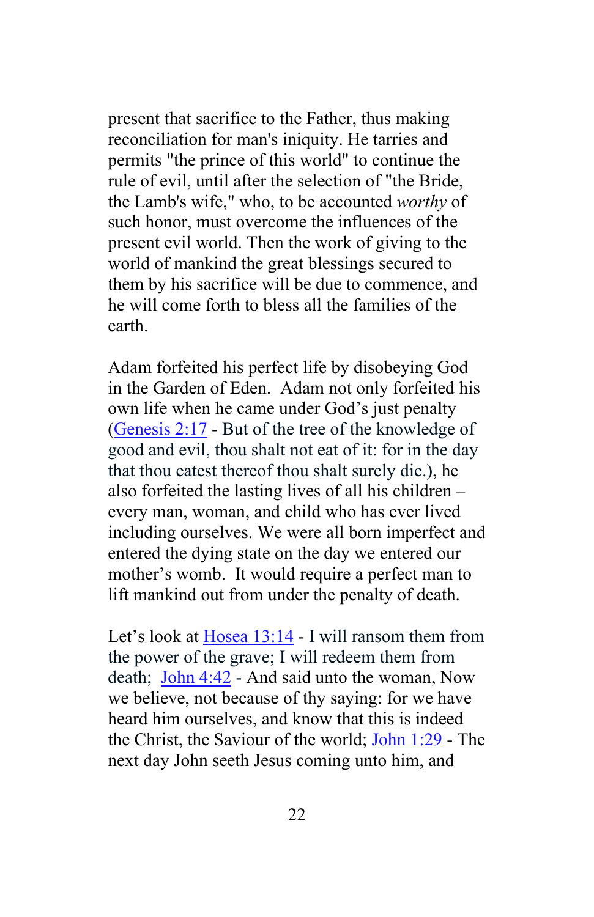present that sacrifice to the Father, thus making reconciliation for man's iniquity. He tarries and permits "the prince of this world" to continue the rule of evil, until after the selection of "the Bride, the Lamb's wife," who, to be accounted *worthy* of such honor, must overcome the influences of the present evil world. Then the work of giving to the world of mankind the great blessings secured to them by his sacrifice will be due to commence, and he will come forth to bless all the families of the earth.

Adam forfeited his perfect life by disobeying God in the Garden of Eden. Adam not only forfeited his own life when he came under God's just penalty (Genesis 2:17 - But of the tree of the knowledge of good and evil, thou shalt not eat of it: for in the day that thou eatest thereof thou shalt surely die.), he also forfeited the lasting lives of all his children – every man, woman, and child who has ever lived including ourselves. We were all born imperfect and entered the dying state on the day we entered our mother's womb. It would require a perfect man to lift mankind out from under the penalty of death.

Let's look at Hosea 13:14 - I will ransom them from the power of the grave; I will redeem them from death; John 4:42 - And said unto the woman, Now we believe, not because of thy saying: for we have heard him ourselves, and know that this is indeed the Christ, the Saviour of the world; John 1:29 - The next day John seeth Jesus coming unto him, and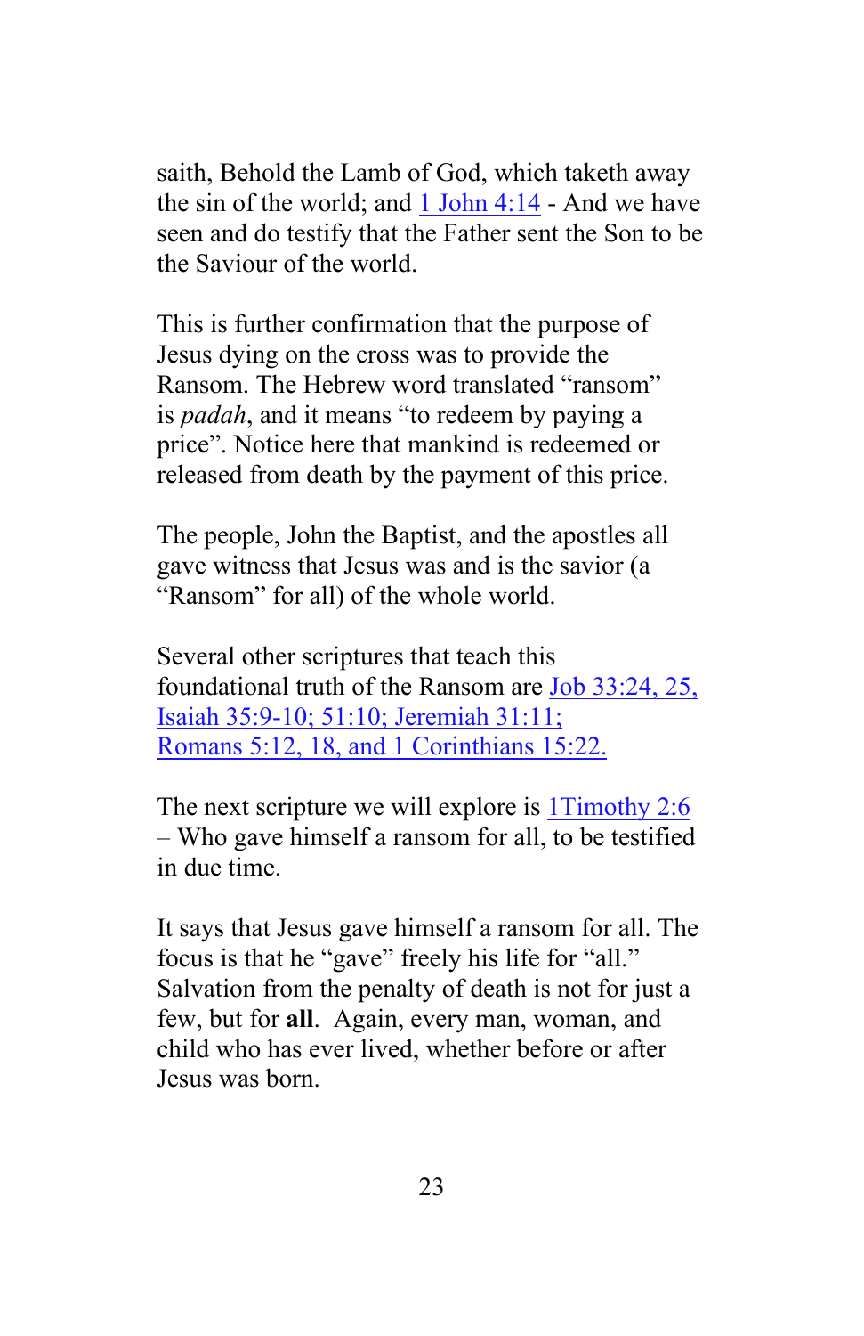saith, Behold the Lamb of God, which taketh away the sin of the world; and 1 John 4:14 - And we have seen and do testify that the Father sent the Son to be the Saviour of the world.

This is further confirmation that the purpose of Jesus dying on the cross was to provide the Ransom. The Hebrew word translated "ransom" is *padah*, and it means "to redeem by paying a price". Notice here that mankind is redeemed or released from death by the payment of this price.

The people, John the Baptist, and the apostles all gave witness that Jesus was and is the savior (a "Ransom" for all) of the whole world.

Several other scriptures that teach this foundational truth of the Ransom are Job 33:24, 25, Isaiah 35:9-10; 51:10; Jeremiah 31:11; Romans 5:12, 18, and 1 Corinthians 15:22.

The next scripture we will explore is 1Timothy 2:6 – Who gave himself a ransom for all, to be testified in due time.

It says that Jesus gave himself a ransom for all. The focus is that he "gave" freely his life for "all." Salvation from the penalty of death is not for just a few, but for **all**. Again, every man, woman, and child who has ever lived, whether before or after Jesus was born.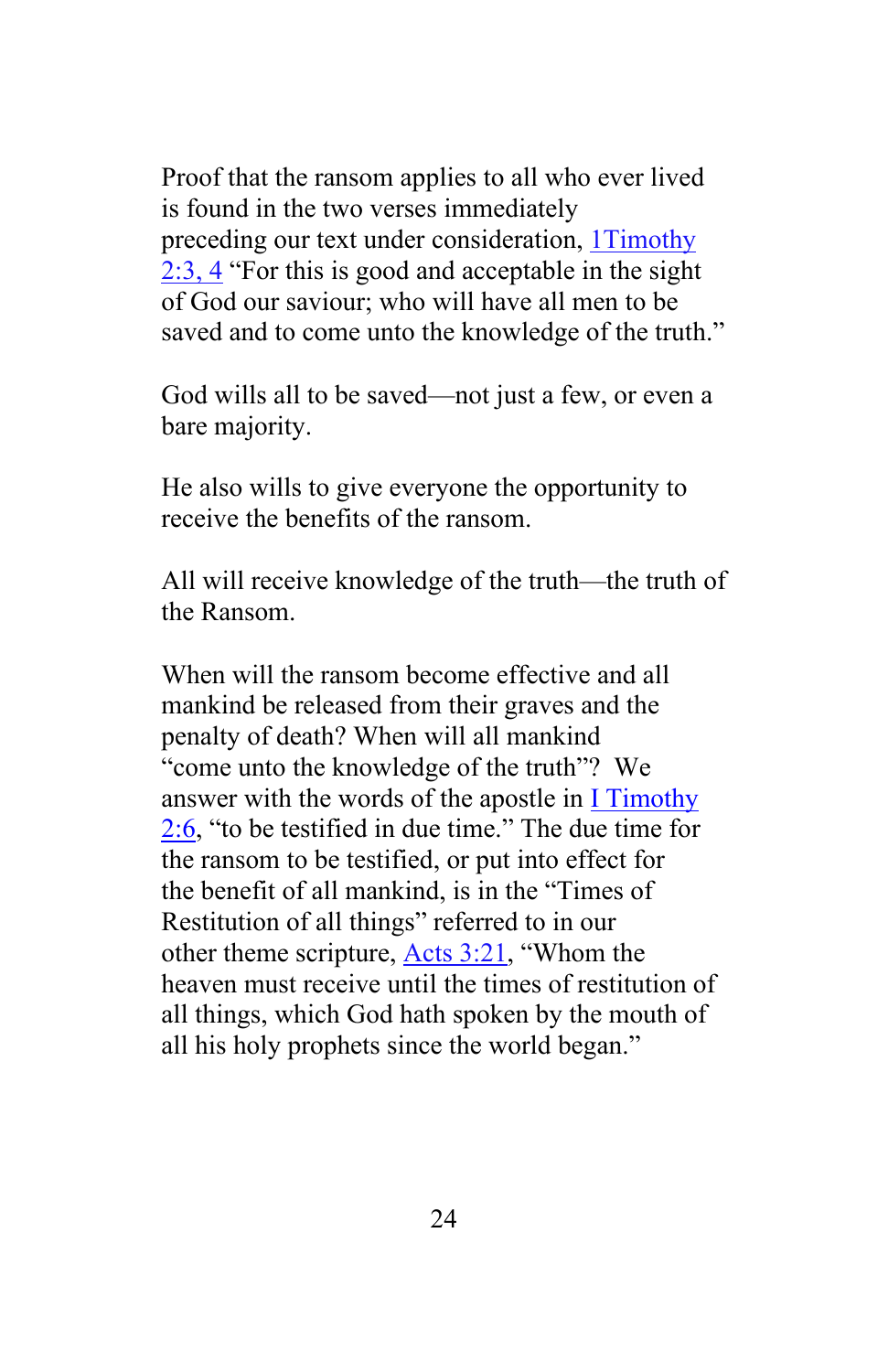Proof that the ransom applies to all who ever lived is found in the two verses immediately preceding our text under consideration, 1Timothy 2:3, 4 "For this is good and acceptable in the sight of God our saviour; who will have all men to be saved and to come unto the knowledge of the truth."

God wills all to be saved—not just a few, or even a bare majority.

He also wills to give everyone the opportunity to receive the benefits of the ransom.

All will receive knowledge of the truth—the truth of the Ransom.

When will the ransom become effective and all mankind be released from their graves and the penalty of death? When will all mankind "come unto the knowledge of the truth"? We answer with the words of the apostle in I Timothy 2:6, "to be testified in due time." The due time for the ransom to be testified, or put into effect for the benefit of all mankind, is in the "Times of Restitution of all things" referred to in our other theme scripture, Acts 3:21, "Whom the heaven must receive until the times of restitution of all things, which God hath spoken by the mouth of all his holy prophets since the world began."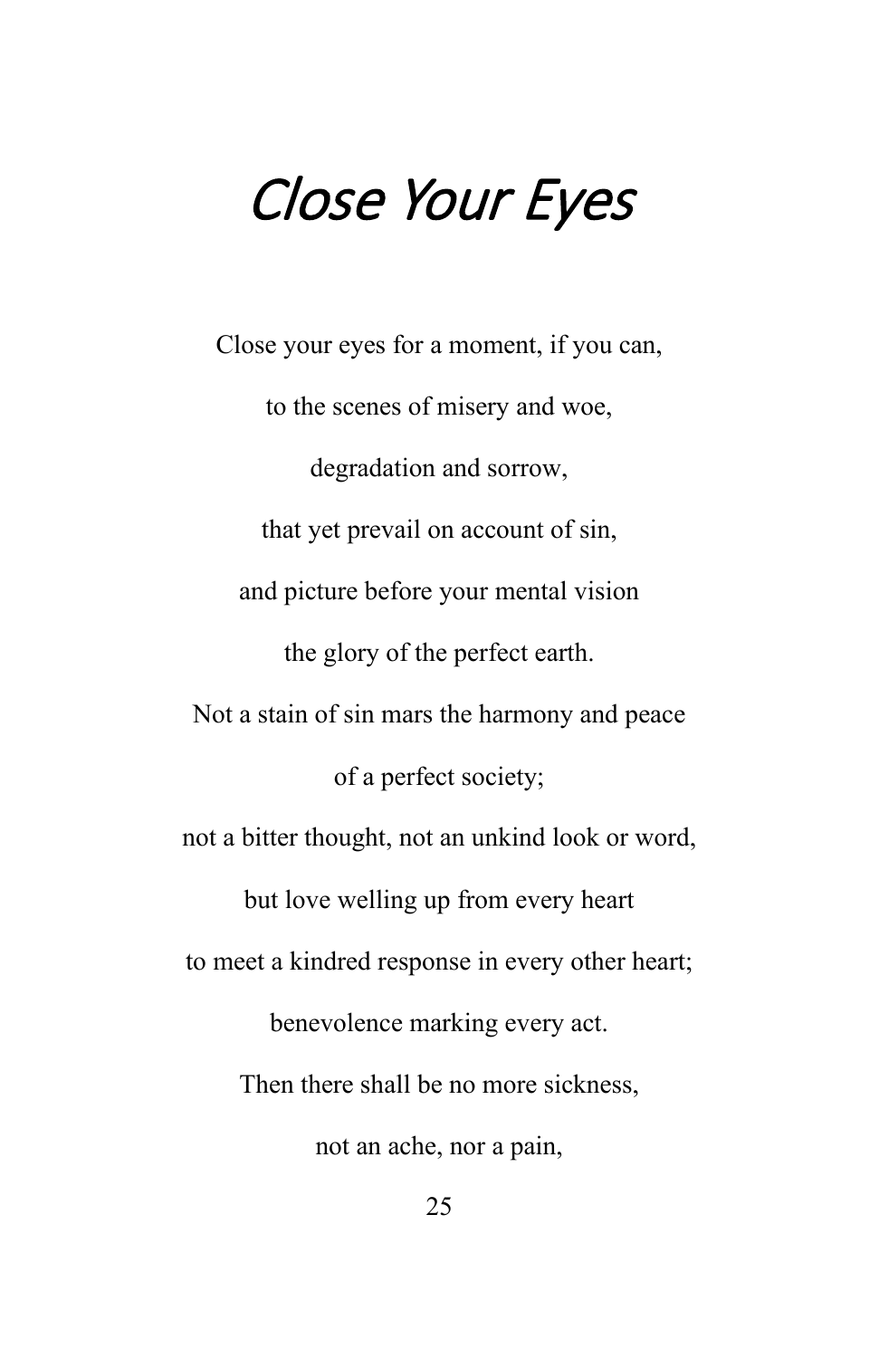# *Close Your Eyes*

Close your eyes for a moment, if you can,

to the scenes of misery and woe,

degradation and sorrow,

that yet prevail on account of sin,

and picture before your mental vision

the glory of the perfect earth.

Not a stain of sin mars the harmony and peace

of a perfect society;

not a bitter thought, not an unkind look or word,

but love welling up from every heart

to meet a kindred response in every other heart;

benevolence marking every act.

Then there shall be no more sickness,

not an ache, nor a pain,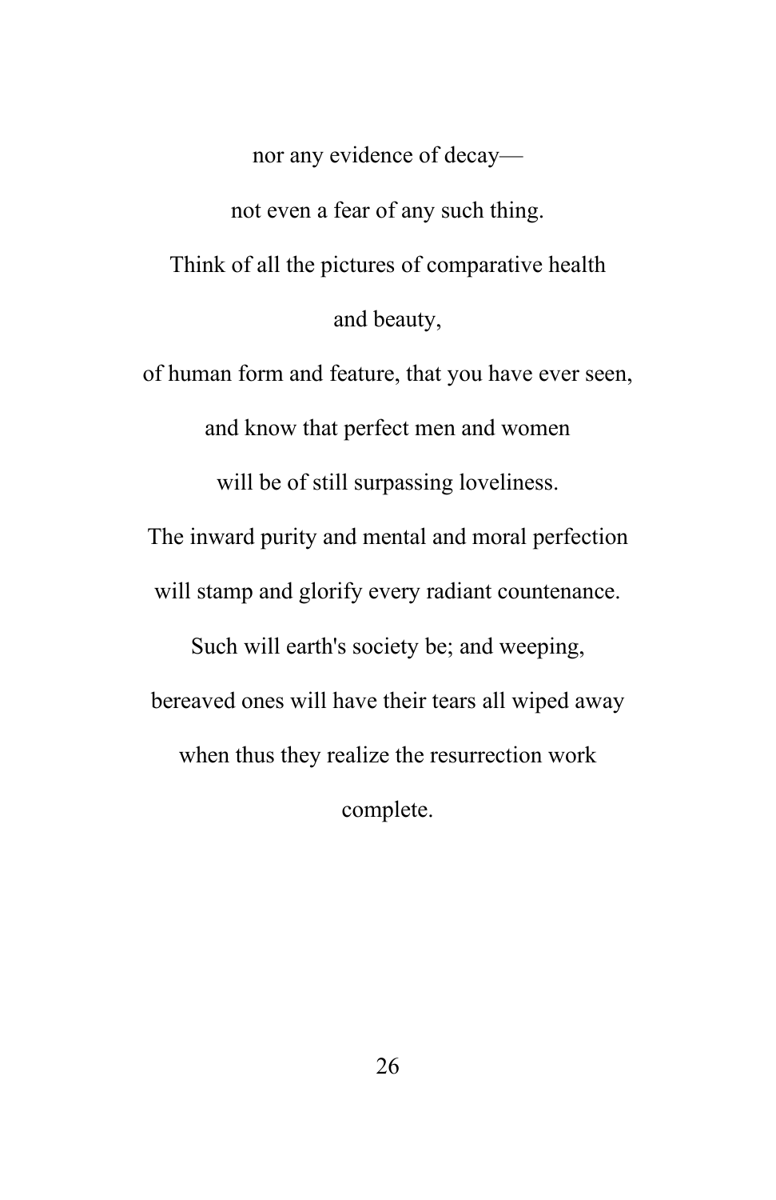nor any evidence of decay—

not even a fear of any such thing.

Think of all the pictures of comparative health

and beauty,

of human form and feature, that you have ever seen,

and know that perfect men and women

will be of still surpassing loveliness.

The inward purity and mental and moral perfection

will stamp and glorify every radiant countenance.

Such will earth's society be; and weeping,

bereaved ones will have their tears all wiped away

when thus they realize the resurrection work

complete.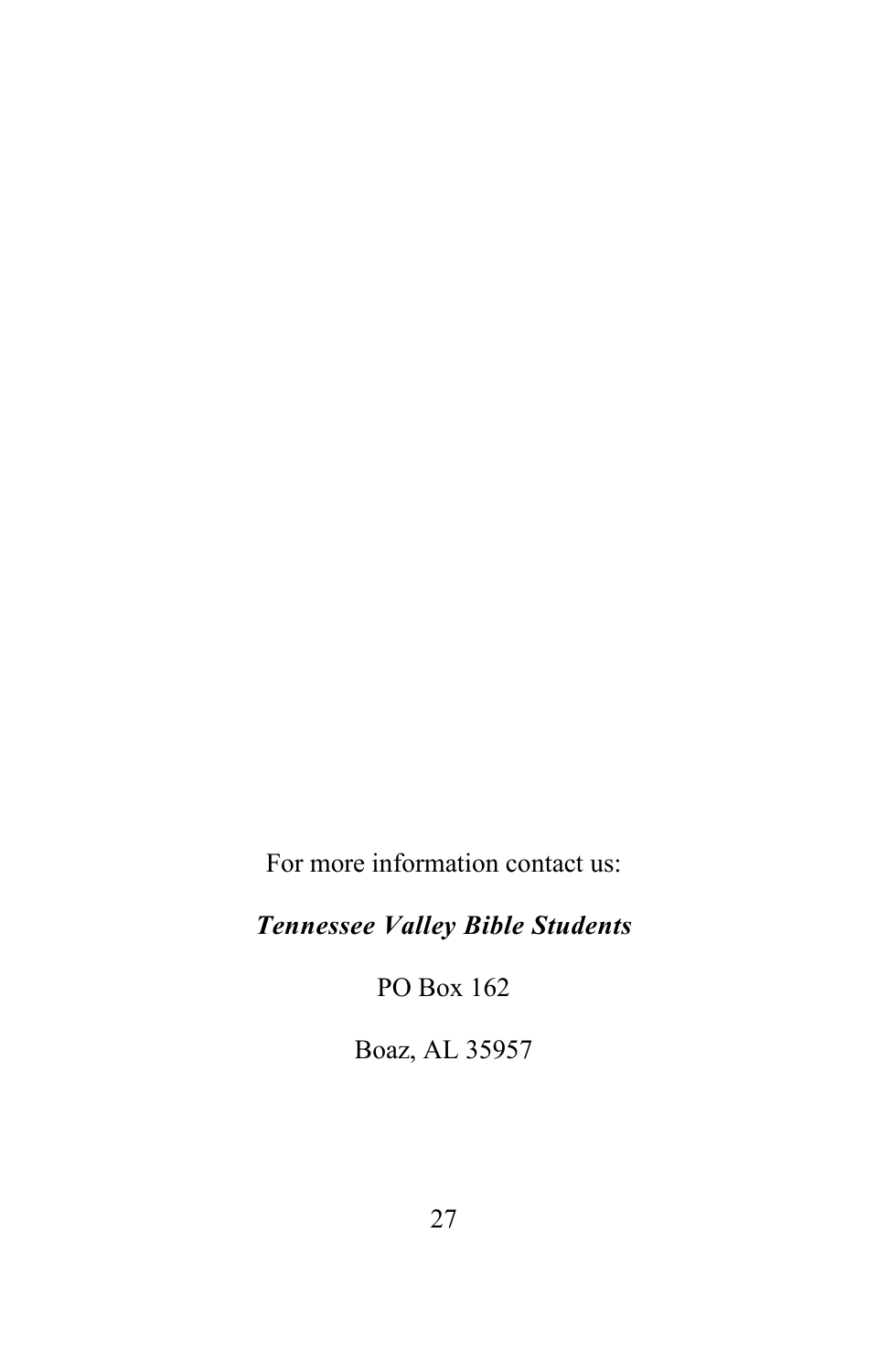For more information contact us:

***Tennessee Valley Bible Students***

PO Box 162

Boaz, AL 35957